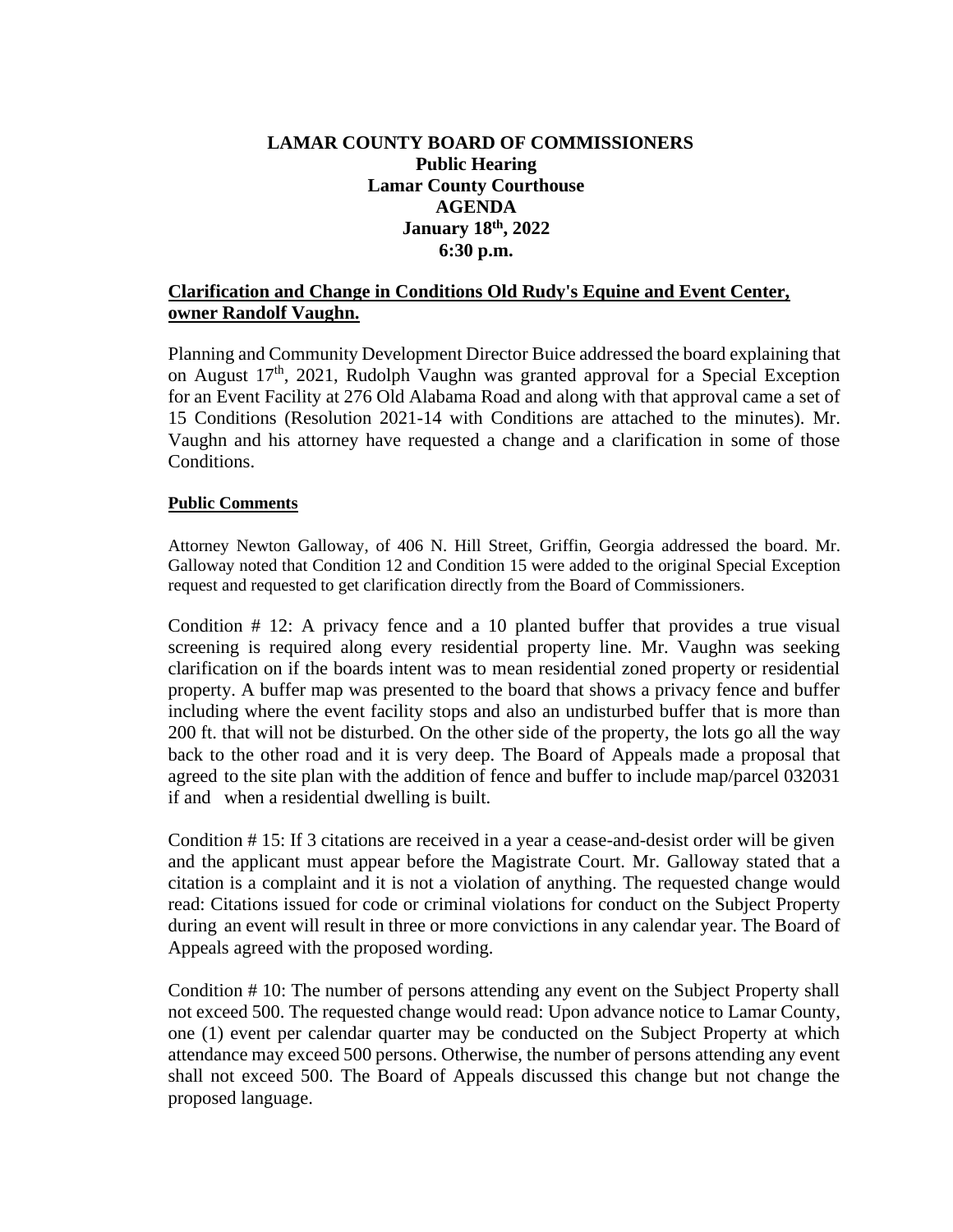**LAMAR COUNTY BOARD OF COMMISSIONERS**
**Public Hearing**
**Lamar County Courthouse**
**AGENDA**
**January 18th, 2022**
**6:30 p.m.**

**Clarification and Change in Conditions Old Rudy's Equine and Event Center, owner Randolf Vaughn.**

Planning and Community Development Director Buice addressed the board explaining that on August 17th, 2021, Rudolph Vaughn was granted approval for a Special Exception for an Event Facility at 276 Old Alabama Road and along with that approval came a set of 15 Conditions (Resolution 2021-14 with Conditions are attached to the minutes). Mr. Vaughn and his attorney have requested a change and a clarification in some of those Conditions.

**Public Comments**

Attorney Newton Galloway, of 406 N. Hill Street, Griffin, Georgia addressed the board. Mr. Galloway noted that Condition 12 and Condition 15 were added to the original Special Exception request and requested to get clarification directly from the Board of Commissioners.

Condition # 12: A privacy fence and a 10 planted buffer that provides a true visual screening is required along every residential property line. Mr. Vaughn was seeking clarification on if the boards intent was to mean residential zoned property or residential property. A buffer map was presented to the board that shows a privacy fence and buffer including where the event facility stops and also an undisturbed buffer that is more than 200 ft. that will not be disturbed. On the other side of the property, the lots go all the way back to the other road and it is very deep. The Board of Appeals made a proposal that agreed to the site plan with the addition of fence and buffer to include map/parcel 032031 if and when a residential dwelling is built.

Condition # 15: If 3 citations are received in a year a cease-and-desist order will be given and the applicant must appear before the Magistrate Court. Mr. Galloway stated that a citation is a complaint and it is not a violation of anything. The requested change would read: Citations issued for code or criminal violations for conduct on the Subject Property during an event will result in three or more convictions in any calendar year. The Board of Appeals agreed with the proposed wording.

Condition # 10: The number of persons attending any event on the Subject Property shall not exceed 500. The requested change would read: Upon advance notice to Lamar County, one (1) event per calendar quarter may be conducted on the Subject Property at which attendance may exceed 500 persons. Otherwise, the number of persons attending any event shall not exceed 500. The Board of Appeals discussed this change but not change the proposed language.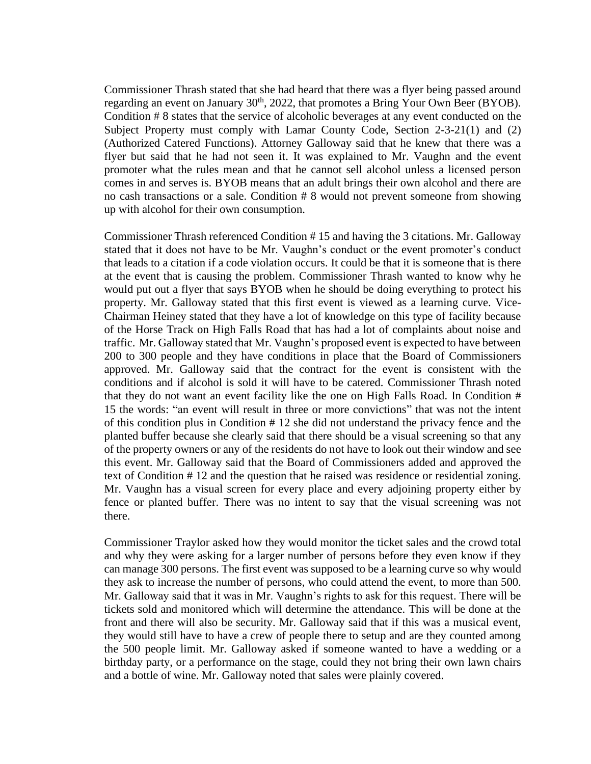Commissioner Thrash stated that she had heard that there was a flyer being passed around regarding an event on January 30th, 2022, that promotes a Bring Your Own Beer (BYOB). Condition # 8 states that the service of alcoholic beverages at any event conducted on the Subject Property must comply with Lamar County Code, Section 2-3-21(1) and (2) (Authorized Catered Functions). Attorney Galloway said that he knew that there was a flyer but said that he had not seen it. It was explained to Mr. Vaughn and the event promoter what the rules mean and that he cannot sell alcohol unless a licensed person comes in and serves is. BYOB means that an adult brings their own alcohol and there are no cash transactions or a sale. Condition # 8 would not prevent someone from showing up with alcohol for their own consumption.

Commissioner Thrash referenced Condition # 15 and having the 3 citations. Mr. Galloway stated that it does not have to be Mr. Vaughn's conduct or the event promoter's conduct that leads to a citation if a code violation occurs. It could be that it is someone that is there at the event that is causing the problem. Commissioner Thrash wanted to know why he would put out a flyer that says BYOB when he should be doing everything to protect his property. Mr. Galloway stated that this first event is viewed as a learning curve. Vice-Chairman Heiney stated that they have a lot of knowledge on this type of facility because of the Horse Track on High Falls Road that has had a lot of complaints about noise and traffic. Mr. Galloway stated that Mr. Vaughn's proposed event is expected to have between 200 to 300 people and they have conditions in place that the Board of Commissioners approved. Mr. Galloway said that the contract for the event is consistent with the conditions and if alcohol is sold it will have to be catered. Commissioner Thrash noted that they do not want an event facility like the one on High Falls Road. In Condition # 15 the words: "an event will result in three or more convictions" that was not the intent of this condition plus in Condition # 12 she did not understand the privacy fence and the planted buffer because she clearly said that there should be a visual screening so that any of the property owners or any of the residents do not have to look out their window and see this event. Mr. Galloway said that the Board of Commissioners added and approved the text of Condition # 12 and the question that he raised was residence or residential zoning. Mr. Vaughn has a visual screen for every place and every adjoining property either by fence or planted buffer. There was no intent to say that the visual screening was not there.

Commissioner Traylor asked how they would monitor the ticket sales and the crowd total and why they were asking for a larger number of persons before they even know if they can manage 300 persons. The first event was supposed to be a learning curve so why would they ask to increase the number of persons, who could attend the event, to more than 500. Mr. Galloway said that it was in Mr. Vaughn's rights to ask for this request. There will be tickets sold and monitored which will determine the attendance. This will be done at the front and there will also be security. Mr. Galloway said that if this was a musical event, they would still have to have a crew of people there to setup and are they counted among the 500 people limit. Mr. Galloway asked if someone wanted to have a wedding or a birthday party, or a performance on the stage, could they not bring their own lawn chairs and a bottle of wine. Mr. Galloway noted that sales were plainly covered.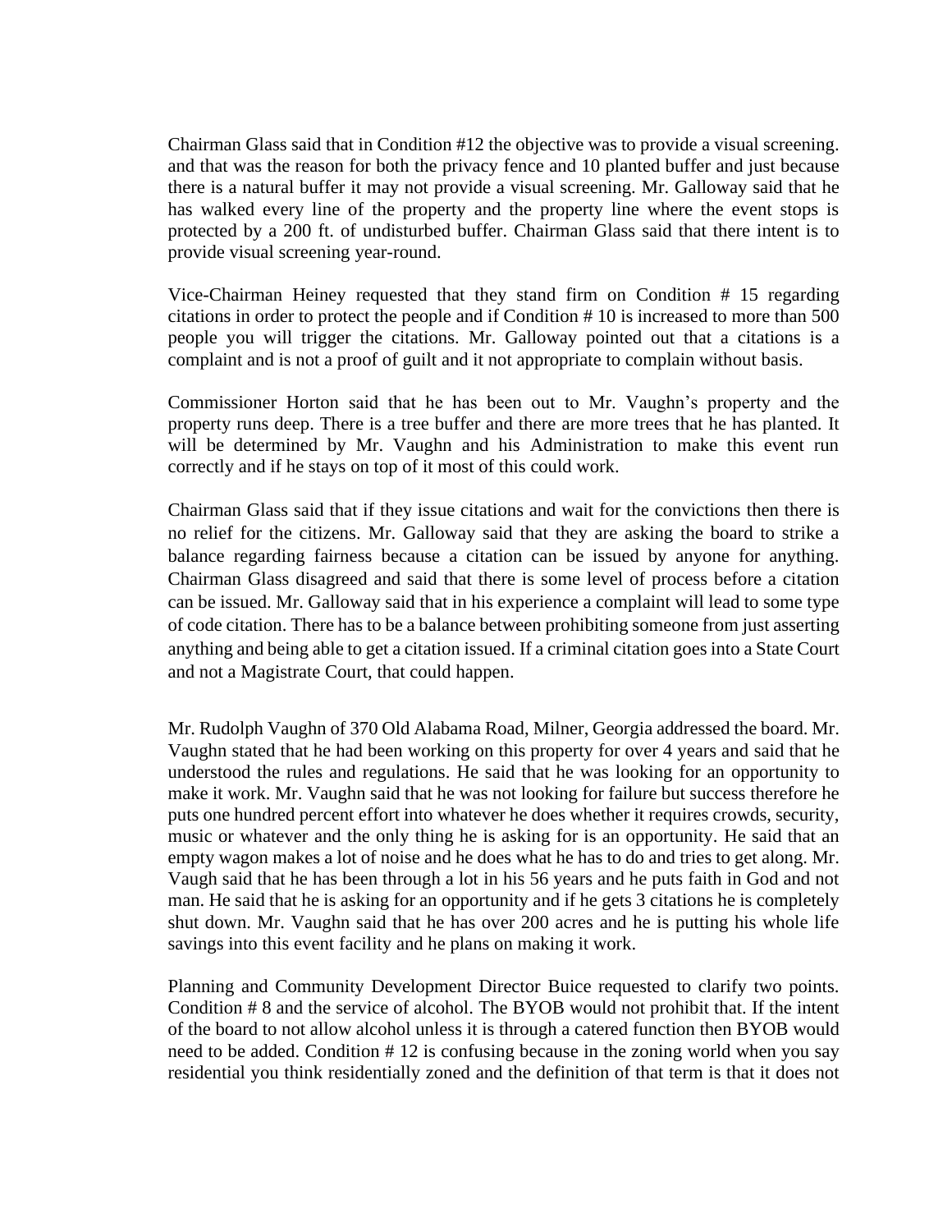Chairman Glass said that in Condition #12 the objective was to provide a visual screening. and that was the reason for both the privacy fence and 10 planted buffer and just because there is a natural buffer it may not provide a visual screening. Mr. Galloway said that he has walked every line of the property and the property line where the event stops is protected by a 200 ft. of undisturbed buffer. Chairman Glass said that there intent is to provide visual screening year-round.

Vice-Chairman Heiney requested that they stand firm on Condition # 15 regarding citations in order to protect the people and if Condition # 10 is increased to more than 500 people you will trigger the citations. Mr. Galloway pointed out that a citations is a complaint and is not a proof of guilt and it not appropriate to complain without basis.

Commissioner Horton said that he has been out to Mr. Vaughn's property and the property runs deep. There is a tree buffer and there are more trees that he has planted. It will be determined by Mr. Vaughn and his Administration to make this event run correctly and if he stays on top of it most of this could work.

Chairman Glass said that if they issue citations and wait for the convictions then there is no relief for the citizens. Mr. Galloway said that they are asking the board to strike a balance regarding fairness because a citation can be issued by anyone for anything. Chairman Glass disagreed and said that there is some level of process before a citation can be issued. Mr. Galloway said that in his experience a complaint will lead to some type of code citation. There has to be a balance between prohibiting someone from just asserting anything and being able to get a citation issued. If a criminal citation goes into a State Court and not a Magistrate Court, that could happen.

Mr. Rudolph Vaughn of 370 Old Alabama Road, Milner, Georgia addressed the board. Mr. Vaughn stated that he had been working on this property for over 4 years and said that he understood the rules and regulations. He said that he was looking for an opportunity to make it work. Mr. Vaughn said that he was not looking for failure but success therefore he puts one hundred percent effort into whatever he does whether it requires crowds, security, music or whatever and the only thing he is asking for is an opportunity. He said that an empty wagon makes a lot of noise and he does what he has to do and tries to get along. Mr. Vaugh said that he has been through a lot in his 56 years and he puts faith in God and not man. He said that he is asking for an opportunity and if he gets 3 citations he is completely shut down. Mr. Vaughn said that he has over 200 acres and he is putting his whole life savings into this event facility and he plans on making it work.

Planning and Community Development Director Buice requested to clarify two points. Condition # 8 and the service of alcohol. The BYOB would not prohibit that. If the intent of the board to not allow alcohol unless it is through a catered function then BYOB would need to be added. Condition # 12 is confusing because in the zoning world when you say residential you think residentially zoned and the definition of that term is that it does not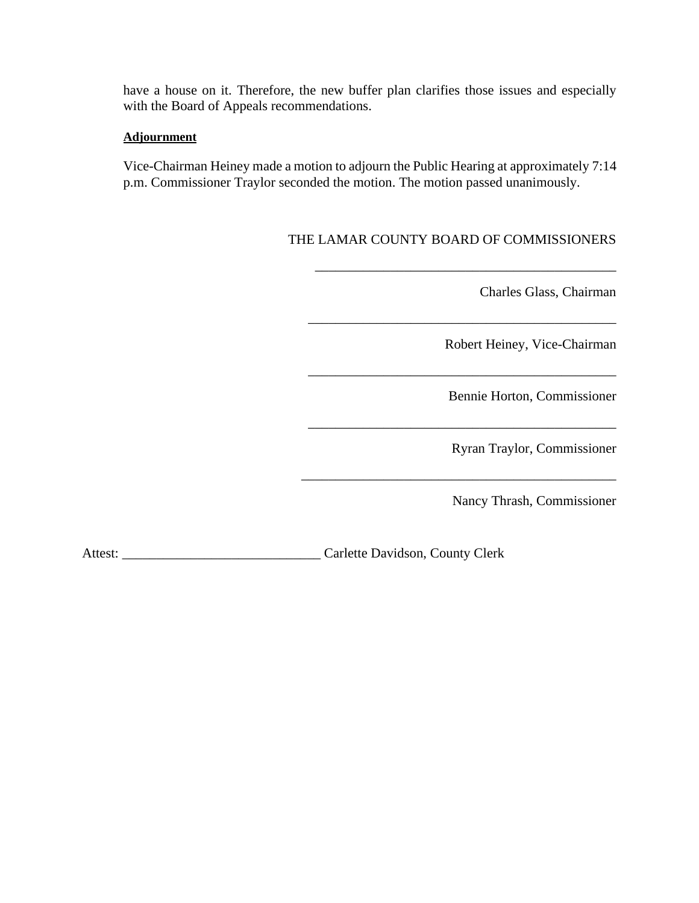have a house on it. Therefore, the new buffer plan clarifies those issues and especially with the Board of Appeals recommendations.

**Adjournment**

Vice-Chairman Heiney made a motion to adjourn the Public Hearing at approximately 7:14 p.m. Commissioner Traylor seconded the motion. The motion passed unanimously.

THE LAMAR COUNTY BOARD OF COMMISSIONERS

_______________________________________________

Charles Glass, Chairman

_______________________________________________

Robert Heiney, Vice-Chairman

_______________________________________________

Bennie Horton, Commissioner

_______________________________________________

Ryran Traylor, Commissioner

_______________________________________________

Nancy Thrash, Commissioner

Attest: _____________________________ Carlette Davidson, County Clerk